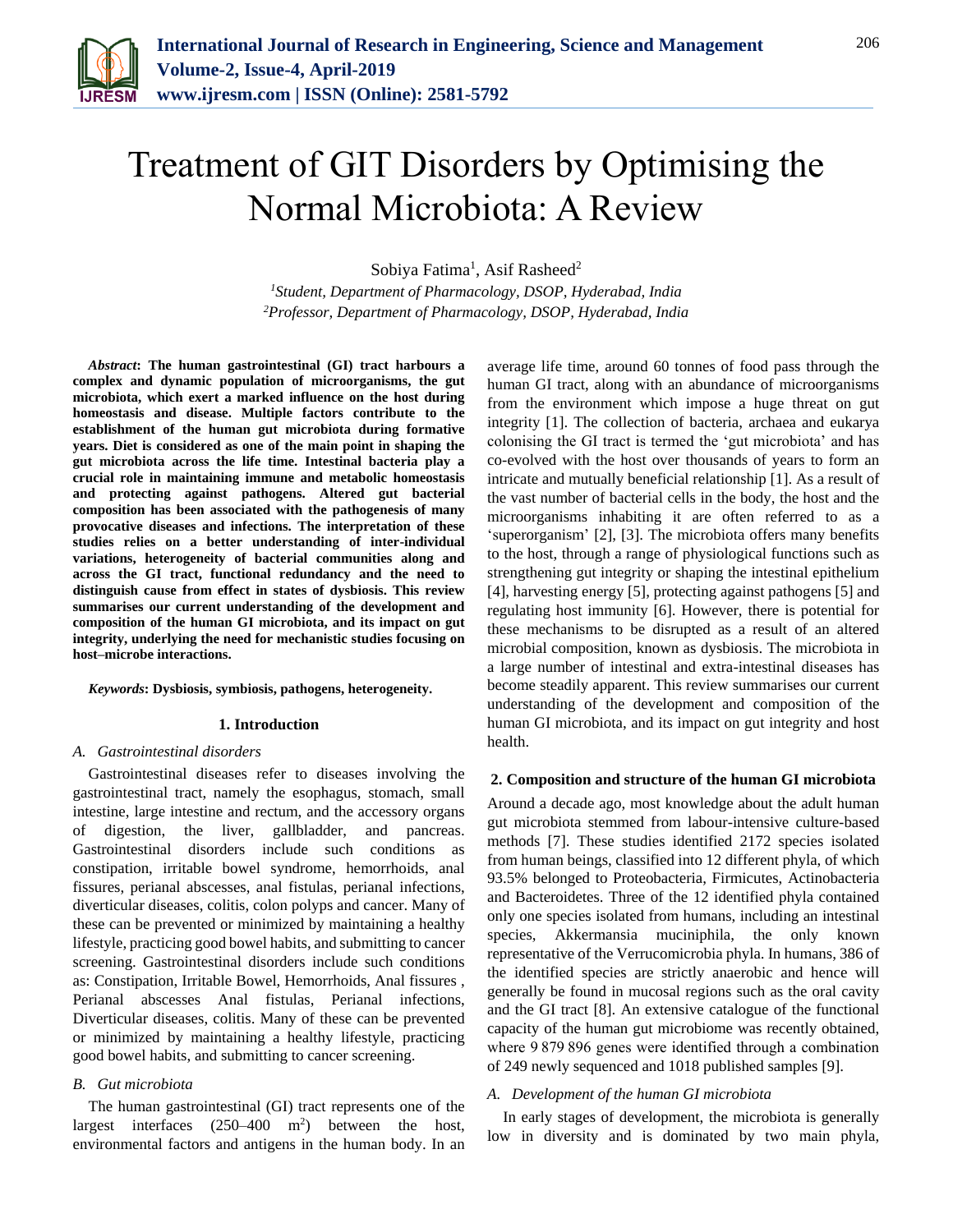# Treatment of GIT Disorders by Optimising the Normal Microbiota: A Review

Sobiya Fatima[1], Asif Rasheed[2]

[1]*Student, Department of Pharmacology, DSOP, Hyderabad, India*
[2]*Professor, Department of Pharmacology, DSOP, Hyderabad, India*

***Abstract*: The human gastrointestinal (GI) tract harbours a complex and dynamic population of microorganisms, the gut microbiota, which exert a marked influence on the host during homeostasis and disease. Multiple factors contribute to the establishment of the human gut microbiota during formative years. Diet is considered as one of the main point in shaping the gut microbiota across the life time. Intestinal bacteria play a crucial role in maintaining immune and metabolic homeostasis and protecting against pathogens. Altered gut bacterial composition has been associated with the pathogenesis of many provocative diseases and infections. The interpretation of these studies relies on a better understanding of inter-individual variations, heterogeneity of bacterial communities along and across the GI tract, functional redundancy and the need to distinguish cause from effect in states of dysbiosis. This review summarises our current understanding of the development and composition of the human GI microbiota, and its impact on gut integrity, underlying the need for mechanistic studies focusing on host–microbe interactions.**

***Keywords*: Dysbiosis, symbiosis, pathogens, heterogeneity.**

## 1. Introduction

### *A. Gastrointestinal disorders*

Gastrointestinal diseases refer to diseases involving the gastrointestinal tract, namely the esophagus, stomach, small intestine, large intestine and rectum, and the accessory organs of digestion, the liver, gallbladder, and pancreas. Gastrointestinal disorders include such conditions as constipation, irritable bowel syndrome, hemorrhoids, anal fissures, perianal abscesses, anal fistulas, perianal infections, diverticular diseases, colitis, colon polyps and cancer. Many of these can be prevented or minimized by maintaining a healthy lifestyle, practicing good bowel habits, and submitting to cancer screening. Gastrointestinal disorders include such conditions as: Constipation, Irritable Bowel, Hemorrhoids, Anal fissures , Perianal abscesses Anal fistulas, Perianal infections, Diverticular diseases, colitis. Many of these can be prevented or minimized by maintaining a healthy lifestyle, practicing good bowel habits, and submitting to cancer screening.

### *B. Gut microbiota*

The human gastrointestinal (GI) tract represents one of the largest interfaces (250–400 $m^2$) between the host, environmental factors and antigens in the human body. In an average life time, around 60 tonnes of food pass through the human GI tract, along with an abundance of microorganisms from the environment which impose a huge threat on gut integrity [1]. The collection of bacteria, archaea and eukarya colonising the GI tract is termed the 'gut microbiota' and has co-evolved with the host over thousands of years to form an intricate and mutually beneficial relationship [1]. As a result of the vast number of bacterial cells in the body, the host and the microorganisms inhabiting it are often referred to as a 'superorganism' [2], [3]. The microbiota offers many benefits to the host, through a range of physiological functions such as strengthening gut integrity or shaping the intestinal epithelium [4], harvesting energy [5], protecting against pathogens [5] and regulating host immunity [6]. However, there is potential for these mechanisms to be disrupted as a result of an altered microbial composition, known as dysbiosis. The microbiota in a large number of intestinal and extra-intestinal diseases has become steadily apparent. This review summarises our current understanding of the development and composition of the human GI microbiota, and its impact on gut integrity and host health.

## 2. Composition and structure of the human GI microbiota

Around a decade ago, most knowledge about the adult human gut microbiota stemmed from labour-intensive culture-based methods [7]. These studies identified 2172 species isolated from human beings, classified into 12 different phyla, of which 93.5% belonged to Proteobacteria, Firmicutes, Actinobacteria and Bacteroidetes. Three of the 12 identified phyla contained only one species isolated from humans, including an intestinal species, Akkermansia muciniphila, the only known representative of the Verrucomicrobia phyla. In humans, 386 of the identified species are strictly anaerobic and hence will generally be found in mucosal regions such as the oral cavity and the GI tract [8]. An extensive catalogue of the functional capacity of the human gut microbiome was recently obtained, where 9 879 896 genes were identified through a combination of 249 newly sequenced and 1018 published samples [9].

### *A. Development of the human GI microbiota*

In early stages of development, the microbiota is generally low in diversity and is dominated by two main phyla,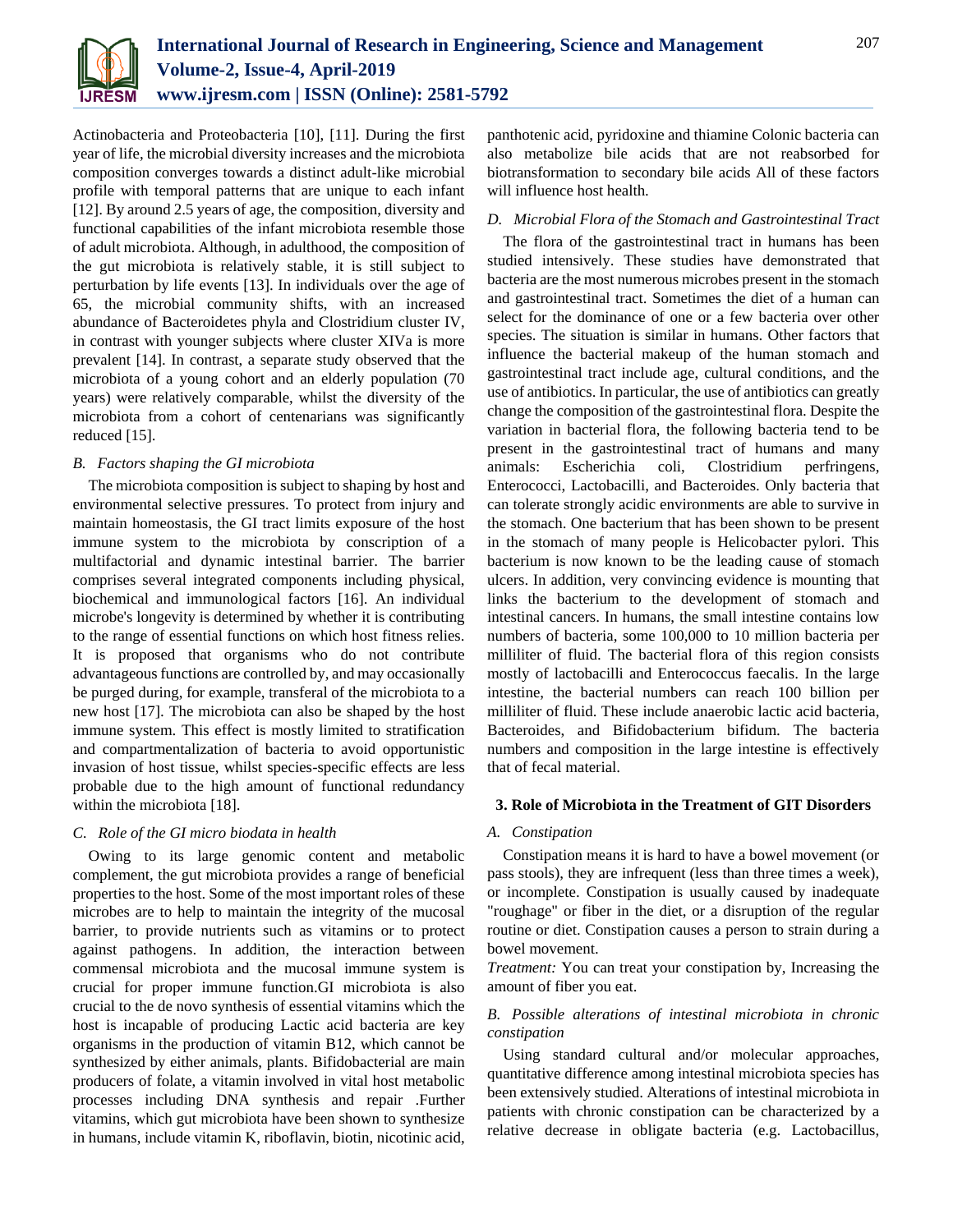Actinobacteria and Proteobacteria [10], [11]. During the first year of life, the microbial diversity increases and the microbiota composition converges towards a distinct adult-like microbial profile with temporal patterns that are unique to each infant [12]. By around 2.5 years of age, the composition, diversity and functional capabilities of the infant microbiota resemble those of adult microbiota. Although, in adulthood, the composition of the gut microbiota is relatively stable, it is still subject to perturbation by life events [13]. In individuals over the age of 65, the microbial community shifts, with an increased abundance of Bacteroidetes phyla and Clostridium cluster IV, in contrast with younger subjects where cluster XIVa is more prevalent [14]. In contrast, a separate study observed that the microbiota of a young cohort and an elderly population (70 years) were relatively comparable, whilst the diversity of the microbiota from a cohort of centenarians was significantly reduced [15].

### *B. Factors shaping the GI microbiota*

The microbiota composition is subject to shaping by host and environmental selective pressures. To protect from injury and maintain homeostasis, the GI tract limits exposure of the host immune system to the microbiota by conscription of a multifactorial and dynamic intestinal barrier. The barrier comprises several integrated components including physical, biochemical and immunological factors [16]. An individual microbe's longevity is determined by whether it is contributing to the range of essential functions on which host fitness relies. It is proposed that organisms who do not contribute advantageous functions are controlled by, and may occasionally be purged during, for example, transferal of the microbiota to a new host [17]. The microbiota can also be shaped by the host immune system. This effect is mostly limited to stratification and compartmentalization of bacteria to avoid opportunistic invasion of host tissue, whilst species-specific effects are less probable due to the high amount of functional redundancy within the microbiota [18].

### *C. Role of the GI micro biodata in health*

Owing to its large genomic content and metabolic complement, the gut microbiota provides a range of beneficial properties to the host. Some of the most important roles of these microbes are to help to maintain the integrity of the mucosal barrier, to provide nutrients such as vitamins or to protect against pathogens. In addition, the interaction between commensal microbiota and the mucosal immune system is crucial for proper immune function.GI microbiota is also crucial to the de novo synthesis of essential vitamins which the host is incapable of producing Lactic acid bacteria are key organisms in the production of vitamin B12, which cannot be synthesized by either animals, plants. Bifidobacterial are main producers of folate, a vitamin involved in vital host metabolic processes including DNA synthesis and repair .Further vitamins, which gut microbiota have been shown to synthesize in humans, include vitamin K, riboflavin, biotin, nicotinic acid, panthotenic acid, pyridoxine and thiamine Colonic bacteria can also metabolize bile acids that are not reabsorbed for biotransformation to secondary bile acids All of these factors will influence host health.

### *D. Microbial Flora of the Stomach and Gastrointestinal Tract*

The flora of the gastrointestinal tract in humans has been studied intensively. These studies have demonstrated that bacteria are the most numerous microbes present in the stomach and gastrointestinal tract. Sometimes the diet of a human can select for the dominance of one or a few bacteria over other species. The situation is similar in humans. Other factors that influence the bacterial makeup of the human stomach and gastrointestinal tract include age, cultural conditions, and the use of antibiotics. In particular, the use of antibiotics can greatly change the composition of the gastrointestinal flora. Despite the variation in bacterial flora, the following bacteria tend to be present in the gastrointestinal tract of humans and many animals: Escherichia coli, Clostridium perfringens, Enterococci, Lactobacilli, and Bacteroides. Only bacteria that can tolerate strongly acidic environments are able to survive in the stomach. One bacterium that has been shown to be present in the stomach of many people is Helicobacter pylori. This bacterium is now known to be the leading cause of stomach ulcers. In addition, very convincing evidence is mounting that links the bacterium to the development of stomach and intestinal cancers. In humans, the small intestine contains low numbers of bacteria, some 100,000 to 10 million bacteria per milliliter of fluid. The bacterial flora of this region consists mostly of lactobacilli and Enterococcus faecalis. In the large intestine, the bacterial numbers can reach 100 billion per milliliter of fluid. These include anaerobic lactic acid bacteria, Bacteroides, and Bifidobacterium bifidum. The bacteria numbers and composition in the large intestine is effectively that of fecal material.

## 3. Role of Microbiota in the Treatment of GIT Disorders

### *A. Constipation*

Constipation means it is hard to have a bowel movement (or pass stools), they are infrequent (less than three times a week), or incomplete. Constipation is usually caused by inadequate "roughage" or fiber in the diet, or a disruption of the regular routine or diet. Constipation causes a person to strain during a bowel movement.

*Treatment:* You can treat your constipation by, Increasing the amount of fiber you eat.

### *B. Possible alterations of intestinal microbiota in chronic constipation*

Using standard cultural and/or molecular approaches, quantitative difference among intestinal microbiota species has been extensively studied. Alterations of intestinal microbiota in patients with chronic constipation can be characterized by a relative decrease in obligate bacteria (e.g. Lactobacillus,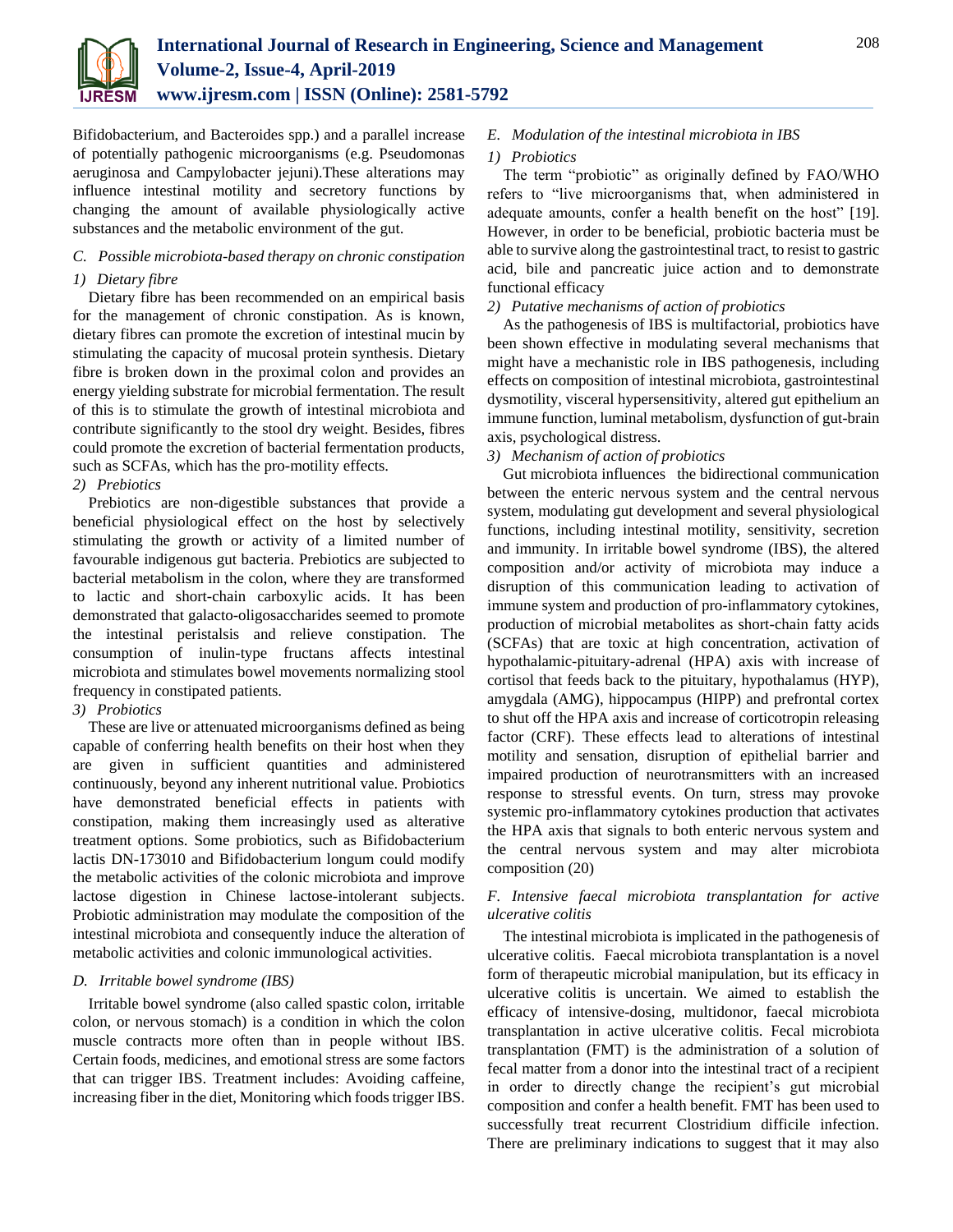Bifidobacterium, and Bacteroides spp.) and a parallel increase of potentially pathogenic microorganisms (e.g. Pseudomonas aeruginosa and Campylobacter jejuni).These alterations may influence intestinal motility and secretory functions by changing the amount of available physiologically active substances and the metabolic environment of the gut.

### *C. Possible microbiota-based therapy on chronic constipation*

#### *1) Dietary fibre*

Dietary fibre has been recommended on an empirical basis for the management of chronic constipation. As is known, dietary fibres can promote the excretion of intestinal mucin by stimulating the capacity of mucosal protein synthesis. Dietary fibre is broken down in the proximal colon and provides an energy yielding substrate for microbial fermentation. The result of this is to stimulate the growth of intestinal microbiota and contribute significantly to the stool dry weight. Besides, fibres could promote the excretion of bacterial fermentation products, such as SCFAs, which has the pro-motility effects.

#### *2) Prebiotics*

Prebiotics are non-digestible substances that provide a beneficial physiological effect on the host by selectively stimulating the growth or activity of a limited number of favourable indigenous gut bacteria. Prebiotics are subjected to bacterial metabolism in the colon, where they are transformed to lactic and short-chain carboxylic acids. It has been demonstrated that galacto-oligosaccharides seemed to promote the intestinal peristalsis and relieve constipation. The consumption of inulin-type fructans affects intestinal microbiota and stimulates bowel movements normalizing stool frequency in constipated patients.

#### *3) Probiotics*

These are live or attenuated microorganisms defined as being capable of conferring health benefits on their host when they are given in sufficient quantities and administered continuously, beyond any inherent nutritional value. Probiotics have demonstrated beneficial effects in patients with constipation, making them increasingly used as alterative treatment options. Some probiotics, such as Bifidobacterium lactis DN-173010 and Bifidobacterium longum could modify the metabolic activities of the colonic microbiota and improve lactose digestion in Chinese lactose-intolerant subjects. Probiotic administration may modulate the composition of the intestinal microbiota and consequently induce the alteration of metabolic activities and colonic immunological activities.

### *D. Irritable bowel syndrome (IBS)*

Irritable bowel syndrome (also called spastic colon, irritable colon, or nervous stomach) is a condition in which the colon muscle contracts more often than in people without IBS. Certain foods, medicines, and emotional stress are some factors that can trigger IBS. Treatment includes: Avoiding caffeine, increasing fiber in the diet, Monitoring which foods trigger IBS.

### *E. Modulation of the intestinal microbiota in IBS*

#### *1) Probiotics*

The term "probiotic" as originally defined by FAO/WHO refers to "live microorganisms that, when administered in adequate amounts, confer a health benefit on the host" [19]. However, in order to be beneficial, probiotic bacteria must be able to survive along the gastrointestinal tract, to resist to gastric acid, bile and pancreatic juice action and to demonstrate functional efficacy

#### *2) Putative mechanisms of action of probiotics*

As the pathogenesis of IBS is multifactorial, probiotics have been shown effective in modulating several mechanisms that might have a mechanistic role in IBS pathogenesis, including effects on composition of intestinal microbiota, gastrointestinal dysmotility, visceral hypersensitivity, altered gut epithelium an immune function, luminal metabolism, dysfunction of gut-brain axis, psychological distress.

#### *3) Mechanism of action of probiotics*

Gut microbiota influences the bidirectional communication between the enteric nervous system and the central nervous system, modulating gut development and several physiological functions, including intestinal motility, sensitivity, secretion and immunity. In irritable bowel syndrome (IBS), the altered composition and/or activity of microbiota may induce a disruption of this communication leading to activation of immune system and production of pro-inflammatory cytokines, production of microbial metabolites as short-chain fatty acids (SCFAs) that are toxic at high concentration, activation of hypothalamic-pituitary-adrenal (HPA) axis with increase of cortisol that feeds back to the pituitary, hypothalamus (HYP), amygdala (AMG), hippocampus (HIPP) and prefrontal cortex to shut off the HPA axis and increase of corticotropin releasing factor (CRF). These effects lead to alterations of intestinal motility and sensation, disruption of epithelial barrier and impaired production of neurotransmitters with an increased response to stressful events. On turn, stress may provoke systemic pro-inflammatory cytokines production that activates the HPA axis that signals to both enteric nervous system and the central nervous system and may alter microbiota composition (20)

### *F. Intensive faecal microbiota transplantation for active ulcerative colitis*

The intestinal microbiota is implicated in the pathogenesis of ulcerative colitis. Faecal microbiota transplantation is a novel form of therapeutic microbial manipulation, but its efficacy in ulcerative colitis is uncertain. We aimed to establish the efficacy of intensive-dosing, multidonor, faecal microbiota transplantation in active ulcerative colitis. Fecal microbiota transplantation (FMT) is the administration of a solution of fecal matter from a donor into the intestinal tract of a recipient in order to directly change the recipient's gut microbial composition and confer a health benefit. FMT has been used to successfully treat recurrent Clostridium difficile infection. There are preliminary indications to suggest that it may also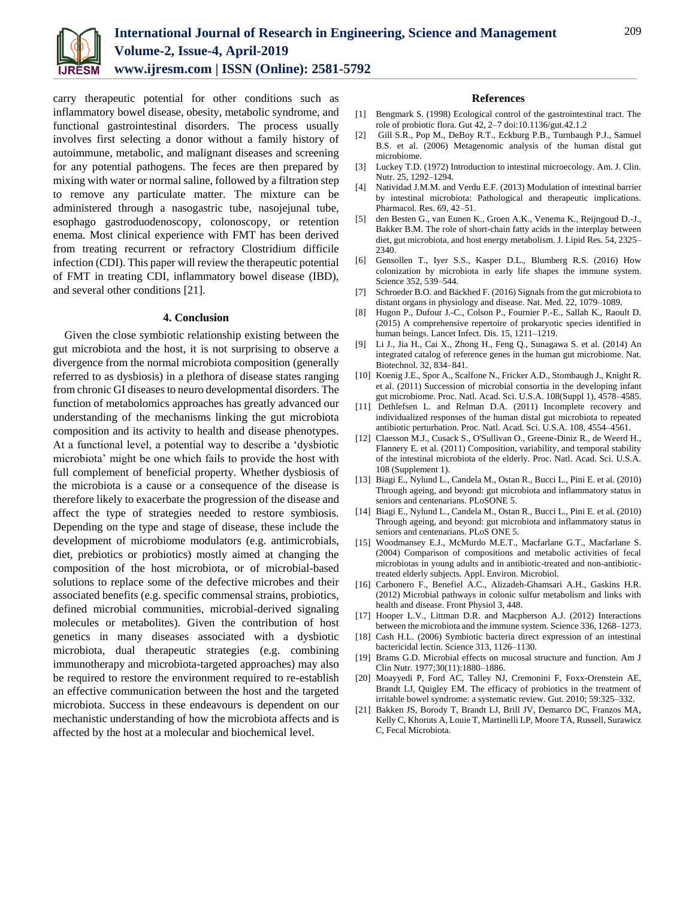carry therapeutic potential for other conditions such as inflammatory bowel disease, obesity, metabolic syndrome, and functional gastrointestinal disorders. The process usually involves first selecting a donor without a family history of autoimmune, metabolic, and malignant diseases and screening for any potential pathogens. The feces are then prepared by mixing with water or normal saline, followed by a filtration step to remove any particulate matter. The mixture can be administered through a nasogastric tube, nasojejunal tube, esophago gastroduodenoscopy, colonoscopy, or retention enema. Most clinical experience with FMT has been derived from treating recurrent or refractory Clostridium difficile infection (CDI). This paper will review the therapeutic potential of FMT in treating CDI, inflammatory bowel disease (IBD), and several other conditions [21].

## 4. Conclusion

Given the close symbiotic relationship existing between the gut microbiota and the host, it is not surprising to observe a divergence from the normal microbiota composition (generally referred to as dysbiosis) in a plethora of disease states ranging from chronic GI diseases to neuro developmental disorders. The function of metabolomics approaches has greatly advanced our understanding of the mechanisms linking the gut microbiota composition and its activity to health and disease phenotypes. At a functional level, a potential way to describe a 'dysbiotic microbiota' might be one which fails to provide the host with full complement of beneficial property. Whether dysbiosis of the microbiota is a cause or a consequence of the disease is therefore likely to exacerbate the progression of the disease and affect the type of strategies needed to restore symbiosis. Depending on the type and stage of disease, these include the development of microbiome modulators (e.g. antimicrobials, diet, prebiotics or probiotics) mostly aimed at changing the composition of the host microbiota, or of microbial-based solutions to replace some of the defective microbes and their associated benefits (e.g. specific commensal strains, probiotics, defined microbial communities, microbial-derived signaling molecules or metabolites). Given the contribution of host genetics in many diseases associated with a dysbiotic microbiota, dual therapeutic strategies (e.g. combining immunotherapy and microbiota-targeted approaches) may also be required to restore the environment required to re-establish an effective communication between the host and the targeted microbiota. Success in these endeavours is dependent on our mechanistic understanding of how the microbiota affects and is affected by the host at a molecular and biochemical level.

## References

[1] Bengmark S. (1998) Ecological control of the gastrointestinal tract. The role of probiotic flora. Gut 42, 2–7 doi:10.1136/gut.42.1.2

[2] Gill S.R., Pop M., DeBoy R.T., Eckburg P.B., Turnbaugh P.J., Samuel B.S. et al. (2006) Metagenomic analysis of the human distal gut microbiome.

[3] Luckey T.D. (1972) Introduction to intestinal microecology. Am. J. Clin. Nutr. 25, 1292–1294.

[4] Natividad J.M.M. and Verdu E.F. (2013) Modulation of intestinal barrier by intestinal microbiota: Pathological and therapeutic implications. Pharmacol. Res. 69, 42–51.

[5] den Besten G., van Eunen K., Groen A.K., Venema K., Reijngoud D.-J., Bakker B.M. The role of short-chain fatty acids in the interplay between diet, gut microbiota, and host energy metabolism. J. Lipid Res. 54, 2325–2340.

[6] Gensollen T., Iyer S.S., Kasper D.L., Blumberg R.S. (2016) How colonization by microbiota in early life shapes the immune system. Science 352, 539–544.

[7] Schroeder B.O. and Bäckhed F. (2016) Signals from the gut microbiota to distant organs in physiology and disease. Nat. Med. 22, 1079–1089.

[8] Hugon P., Dufour J.-C., Colson P., Fournier P.-E., Sallah K., Raoult D. (2015) A comprehensive repertoire of prokaryotic species identified in human beings. Lancet Infect. Dis. 15, 1211–1219.

[9] Li J., Jia H., Cai X., Zhong H., Feng Q., Sunagawa S. et al. (2014) An integrated catalog of reference genes in the human gut microbiome. Nat. Biotechnol. 32, 834–841.

[10] Koenig J.E., Spor A., Scalfone N., Fricker A.D., Stombaugh J., Knight R. et al. (2011) Succession of microbial consortia in the developing infant gut microbiome. Proc. Natl. Acad. Sci. U.S.A. 108(Suppl 1), 4578–4585.

[11] Dethlefsen L. and Relman D.A. (2011) Incomplete recovery and individualized responses of the human distal gut microbiota to repeated antibiotic perturbation. Proc. Natl. Acad. Sci. U.S.A. 108, 4554–4561.

[12] Claesson M.J., Cusack S., O'Sullivan O., Greene-Diniz R., de Weerd H., Flannery E. et al. (2011) Composition, variability, and temporal stability of the intestinal microbiota of the elderly. Proc. Natl. Acad. Sci. U.S.A. 108 (Supplement 1).

[13] Biagi E., Nylund L., Candela M., Ostan R., Bucci L., Pini E. et al. (2010) Through ageing, and beyond: gut microbiota and inflammatory status in seniors and centenarians. PLoSONE 5.

[14] Biagi E., Nylund L., Candela M., Ostan R., Bucci L., Pini E. et al. (2010) Through ageing, and beyond: gut microbiota and inflammatory status in seniors and centenarians. PLoS ONE 5.

[15] Woodmansey E.J., McMurdo M.E.T., Macfarlane G.T., Macfarlane S. (2004) Comparison of compositions and metabolic activities of fecal microbiotas in young adults and in antibiotic-treated and non-antibiotic-treated elderly subjects. Appl. Environ. Microbiol.

[16] Carbonero F., Benefiel A.C., Alizadeh-Ghamsari A.H., Gaskins H.R. (2012) Microbial pathways in colonic sulfur metabolism and links with health and disease. Front Physiol 3, 448.

[17] Hooper L.V., Littman D.R. and Macpherson A.J. (2012) Interactions between the microbiota and the immune system. Science 336, 1268–1273.

[18] Cash H.L. (2006) Symbiotic bacteria direct expression of an intestinal bactericidal lectin. Science 313, 1126–1130.

[19] Brams G.D. Microbial effects on mucosal structure and function. Am J Clin Nutr. 1977;30(11):1880–1886.

[20] Moayyedi P, Ford AC, Talley NJ, Cremonini F, Foxx-Orenstein AE, Brandt LJ, Quigley EM. The efficacy of probiotics in the treatment of irritable bowel syndrome: a systematic review. Gut. 2010; 59:325–332.

[21] Bakken JS, Borody T, Brandt LJ, Brill JV, Demarco DC, Franzos MA, Kelly C, Khoruts A, Louie T, Martinelli LP, Moore TA, Russell, Surawicz C, Fecal Microbiota.